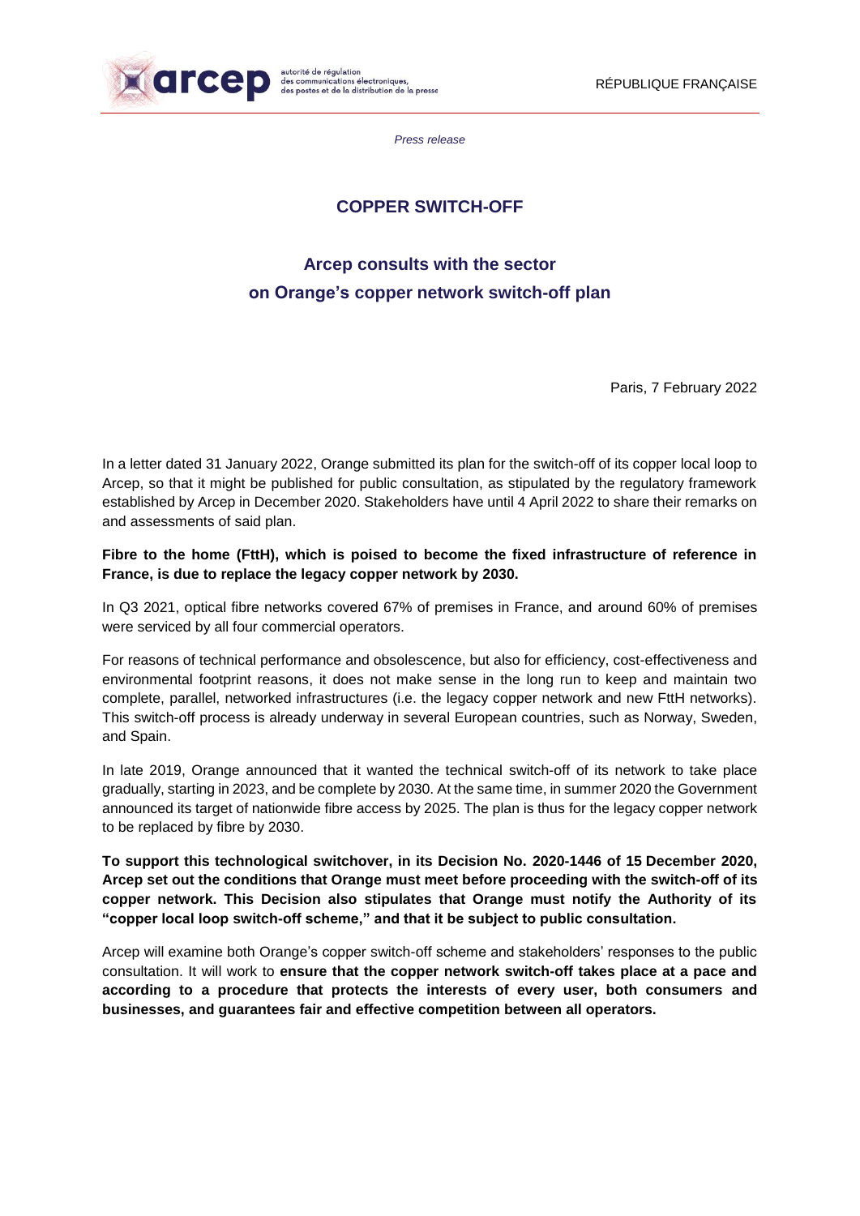arcep autorité de régulation des communications électroniques, des postes et de la distribution de la presse

RÉPUBLIQUE FRANÇAISE

*Press release*

# COPPER SWITCH-OFF

## Arcep consults with the sector on Orange's copper network switch-off plan

Paris, 7 February 2022

In a letter dated 31 January 2022, Orange submitted its plan for the switch-off of its copper local loop to Arcep, so that it might be published for public consultation, as stipulated by the regulatory framework established by Arcep in December 2020. Stakeholders have until 4 April 2022 to share their remarks on and assessments of said plan.

**Fibre to the home (FttH), which is poised to become the fixed infrastructure of reference in France, is due to replace the legacy copper network by 2030.**

In Q3 2021, optical fibre networks covered 67% of premises in France, and around 60% of premises were serviced by all four commercial operators.

For reasons of technical performance and obsolescence, but also for efficiency, cost-effectiveness and environmental footprint reasons, it does not make sense in the long run to keep and maintain two complete, parallel, networked infrastructures (i.e. the legacy copper network and new FttH networks). This switch-off process is already underway in several European countries, such as Norway, Sweden, and Spain.

In late 2019, Orange announced that it wanted the technical switch-off of its network to take place gradually, starting in 2023, and be complete by 2030. At the same time, in summer 2020 the Government announced its target of nationwide fibre access by 2025. The plan is thus for the legacy copper network to be replaced by fibre by 2030.

**To support this technological switchover, in its Decision No. 2020-1446 of 15 December 2020, Arcep set out the conditions that Orange must meet before proceeding with the switch-off of its copper network. This Decision also stipulates that Orange must notify the Authority of its "copper local loop switch-off scheme," and that it be subject to public consultation.**

Arcep will examine both Orange's copper switch-off scheme and stakeholders' responses to the public consultation. It will work to **ensure that the copper network switch-off takes place at a pace and according to a procedure that protects the interests of every user, both consumers and businesses, and guarantees fair and effective competition between all operators.**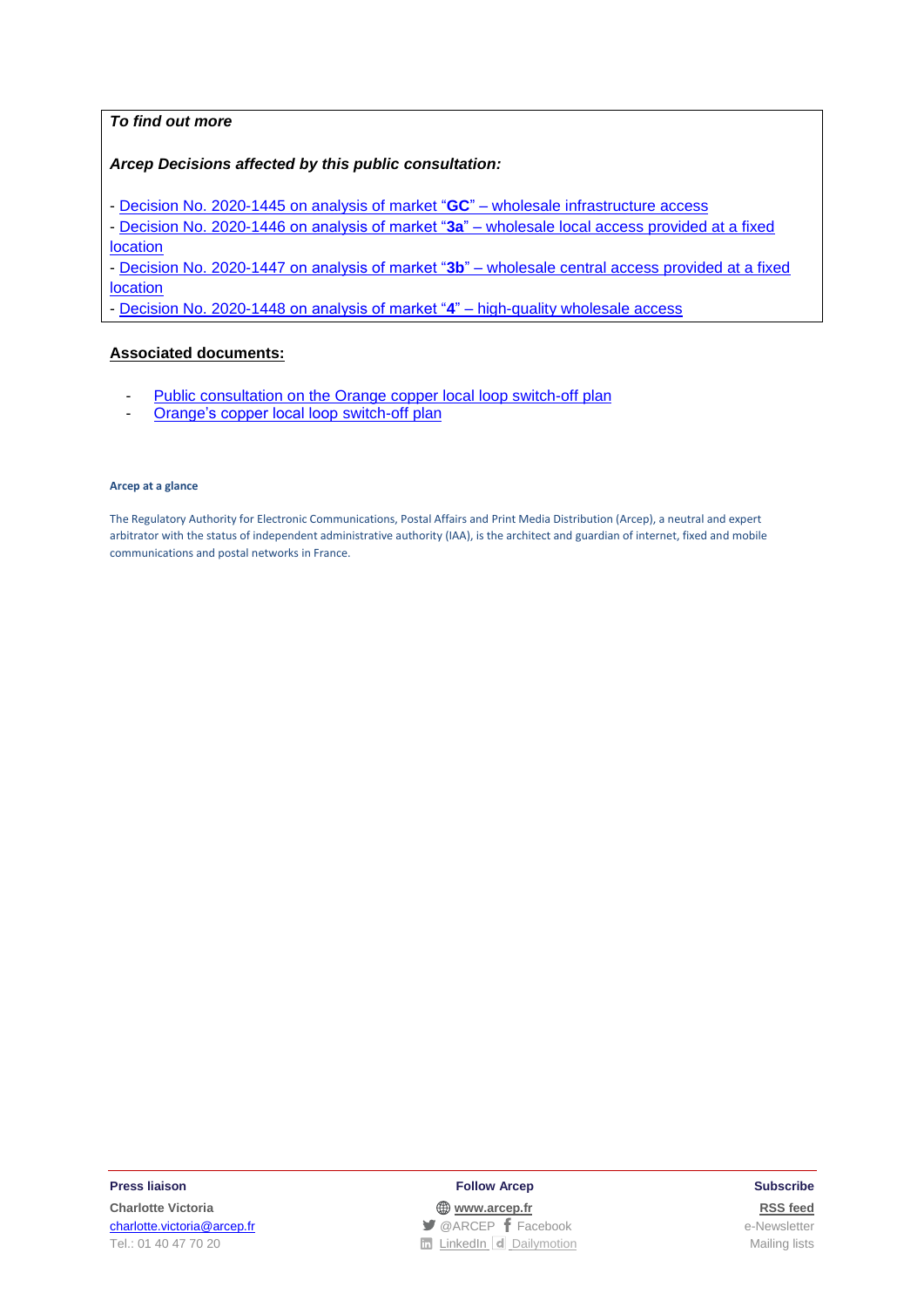***To find out more***

***Arcep Decisions affected by this public consultation:***

- Decision No. 2020-1445 on analysis of market "**GC**" – wholesale infrastructure access
- Decision No. 2020-1446 on analysis of market "**3a**" – wholesale local access provided at a fixed location
- Decision No. 2020-1447 on analysis of market "**3b**" – wholesale central access provided at a fixed location
- Decision No. 2020-1448 on analysis of market "**4**" – high-quality wholesale access

**Associated documents:**

- Public consultation on the Orange copper local loop switch-off plan
- Orange's copper local loop switch-off plan

**Arcep at a glance**

The Regulatory Authority for Electronic Communications, Postal Affairs and Print Media Distribution (Arcep), a neutral and expert arbitrator with the status of independent administrative authority (IAA), is the architect and guardian of internet, fixed and mobile communications and postal networks in France.

**Press liaison**
Charlotte Victoria
charlotte.victoria@arcep.fr
Tel.: 01 40 47 70 20

**Follow Arcep**
www.arcep.fr
@ARCEP Facebook
LinkedIn Dailymotion

**Subscribe**
RSS feed
e-Newsletter
Mailing lists